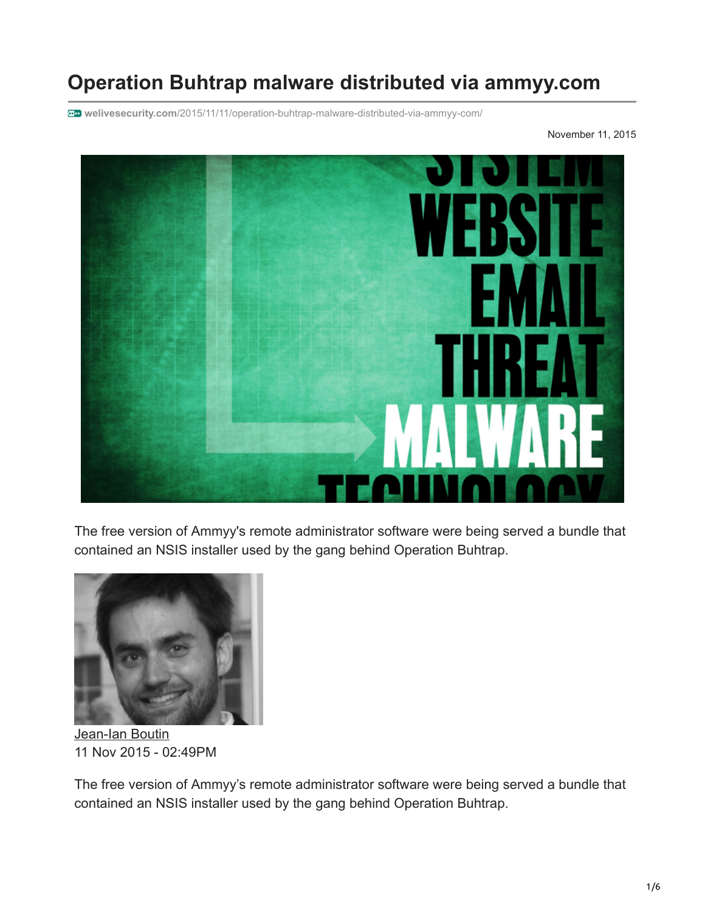# Operation Buhtrap malware distributed via ammyy.com

welivesecurity.com/2015/11/11/operation-buhtrap-malware-distributed-via-ammyy-com/

November 11, 2015

The free version of Ammyy's remote administrator software were being served a bundle that contained an NSIS installer used by the gang behind Operation Buhtrap.

Jean-Ian Boutin
11 Nov 2015 - 02:49PM

The free version of Ammyy's remote administrator software were being served a bundle that contained an NSIS installer used by the gang behind Operation Buhtrap.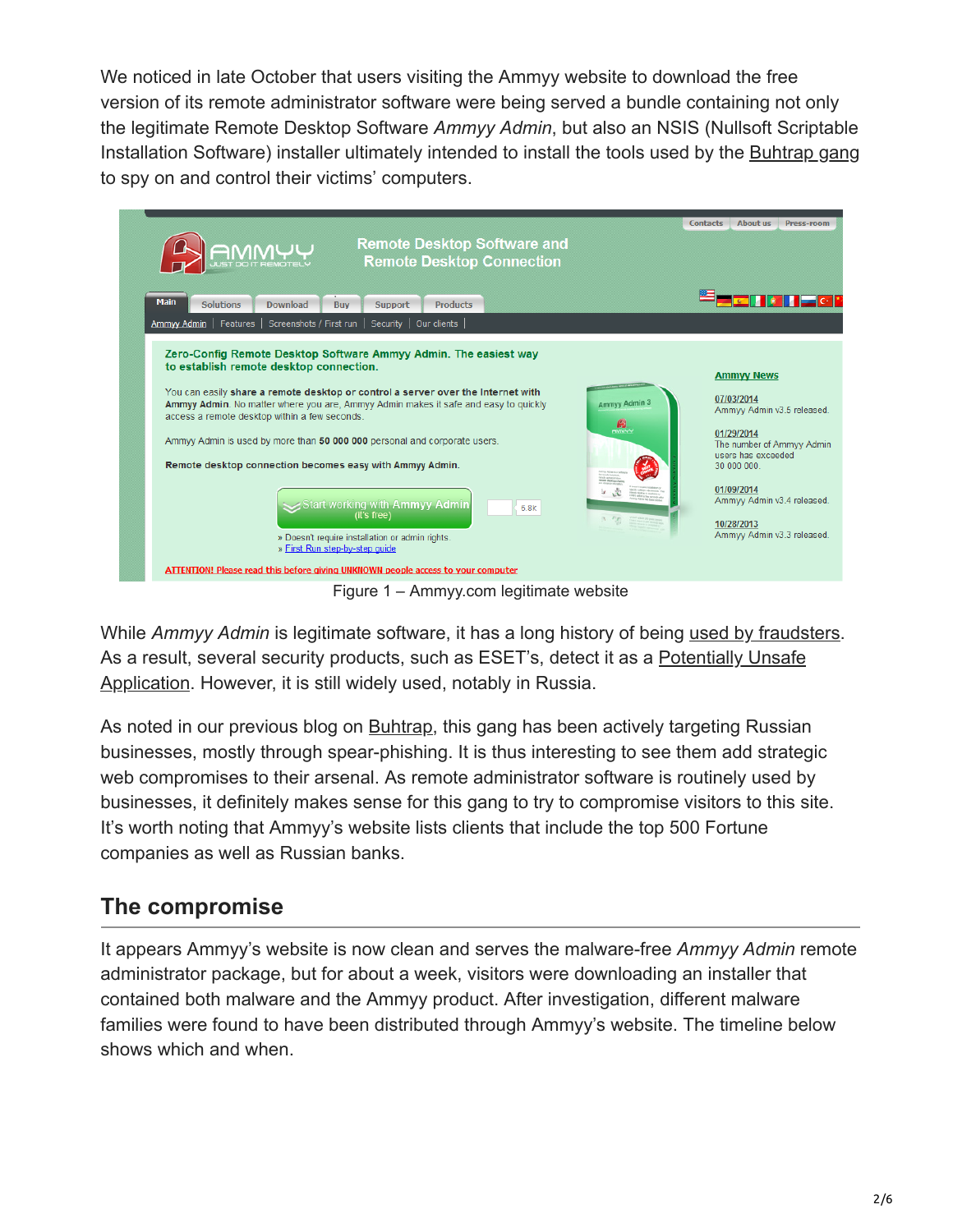We noticed in late October that users visiting the Ammyy website to download the free version of its remote administrator software were being served a bundle containing not only the legitimate Remote Desktop Software *Ammyy Admin*, but also an NSIS (Nullsoft Scriptable Installation Software) installer ultimately intended to install the tools used by the Buhtrap gang to spy on and control their victims' computers.

Figure 1 – Ammyy.com legitimate website

While *Ammyy Admin* is legitimate software, it has a long history of being used by fraudsters. As a result, several security products, such as ESET's, detect it as a Potentially Unsafe Application. However, it is still widely used, notably in Russia.

As noted in our previous blog on Buhtrap, this gang has been actively targeting Russian businesses, mostly through spear-phishing. It is thus interesting to see them add strategic web compromises to their arsenal. As remote administrator software is routinely used by businesses, it definitely makes sense for this gang to try to compromise visitors to this site. It's worth noting that Ammyy's website lists clients that include the top 500 Fortune companies as well as Russian banks.

## The compromise

It appears Ammyy's website is now clean and serves the malware-free *Ammyy Admin* remote administrator package, but for about a week, visitors were downloading an installer that contained both malware and the Ammyy product. After investigation, different malware families were found to have been distributed through Ammyy's website. The timeline below shows which and when.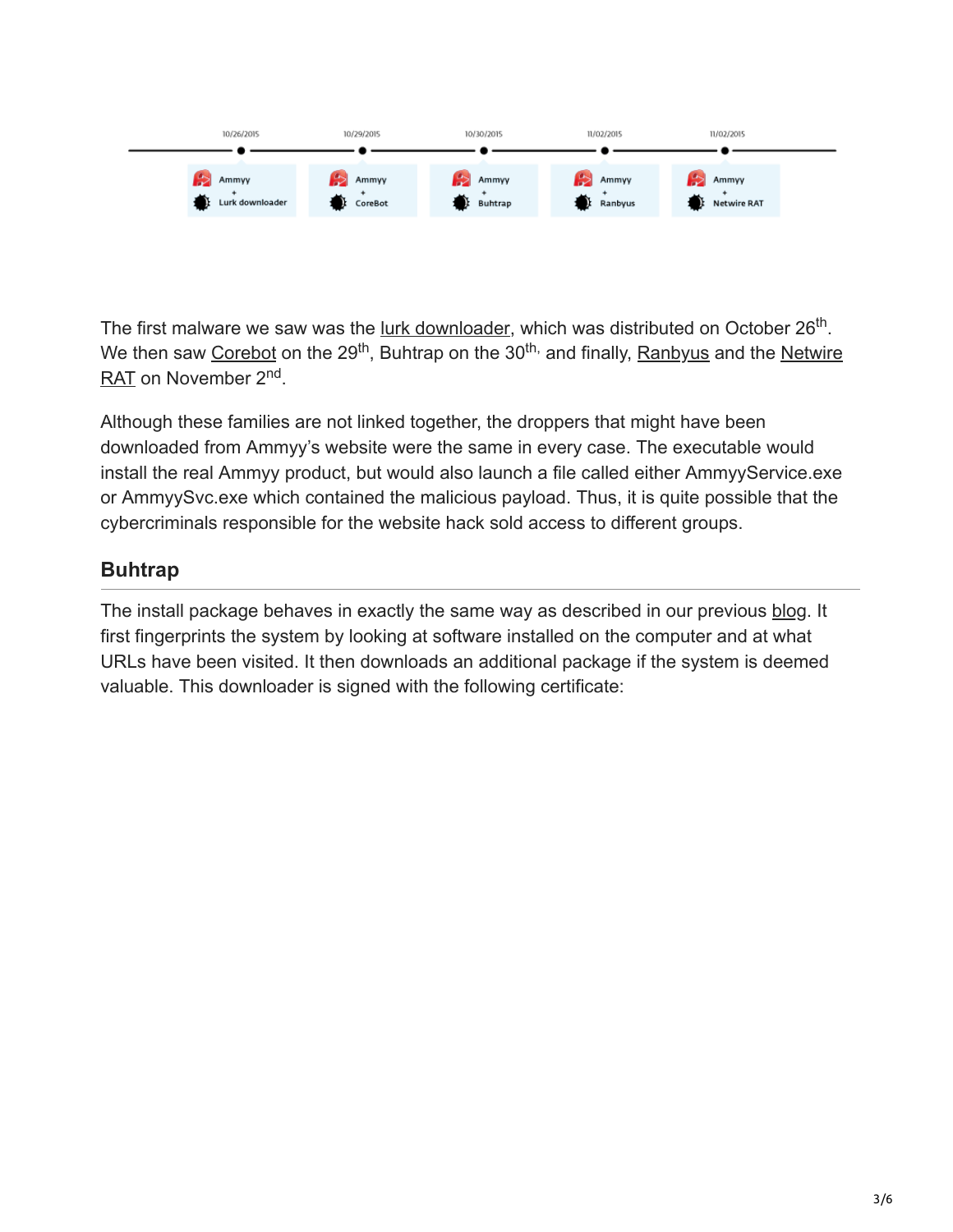10/26/2015 — Ammyy + Lurk downloader
10/29/2015 — Ammyy + CoreBot
10/30/2015 — Ammyy + Buhtrap
11/02/2015 — Ammyy + Ranbyus
11/02/2015 — Ammyy + Netwire RAT

The first malware we saw was the lurk downloader, which was distributed on October 26th. We then saw Corebot on the 29th, Buhtrap on the 30th, and finally, Ranbyus and the Netwire RAT on November 2nd.

Although these families are not linked together, the droppers that might have been downloaded from Ammyy's website were the same in every case. The executable would install the real Ammyy product, but would also launch a file called either AmmyyService.exe or AmmyySvc.exe which contained the malicious payload. Thus, it is quite possible that the cybercriminals responsible for the website hack sold access to different groups.

## Buhtrap

The install package behaves in exactly the same way as described in our previous blog. It first fingerprints the system by looking at software installed on the computer and at what URLs have been visited. It then downloads an additional package if the system is deemed valuable. This downloader is signed with the following certificate: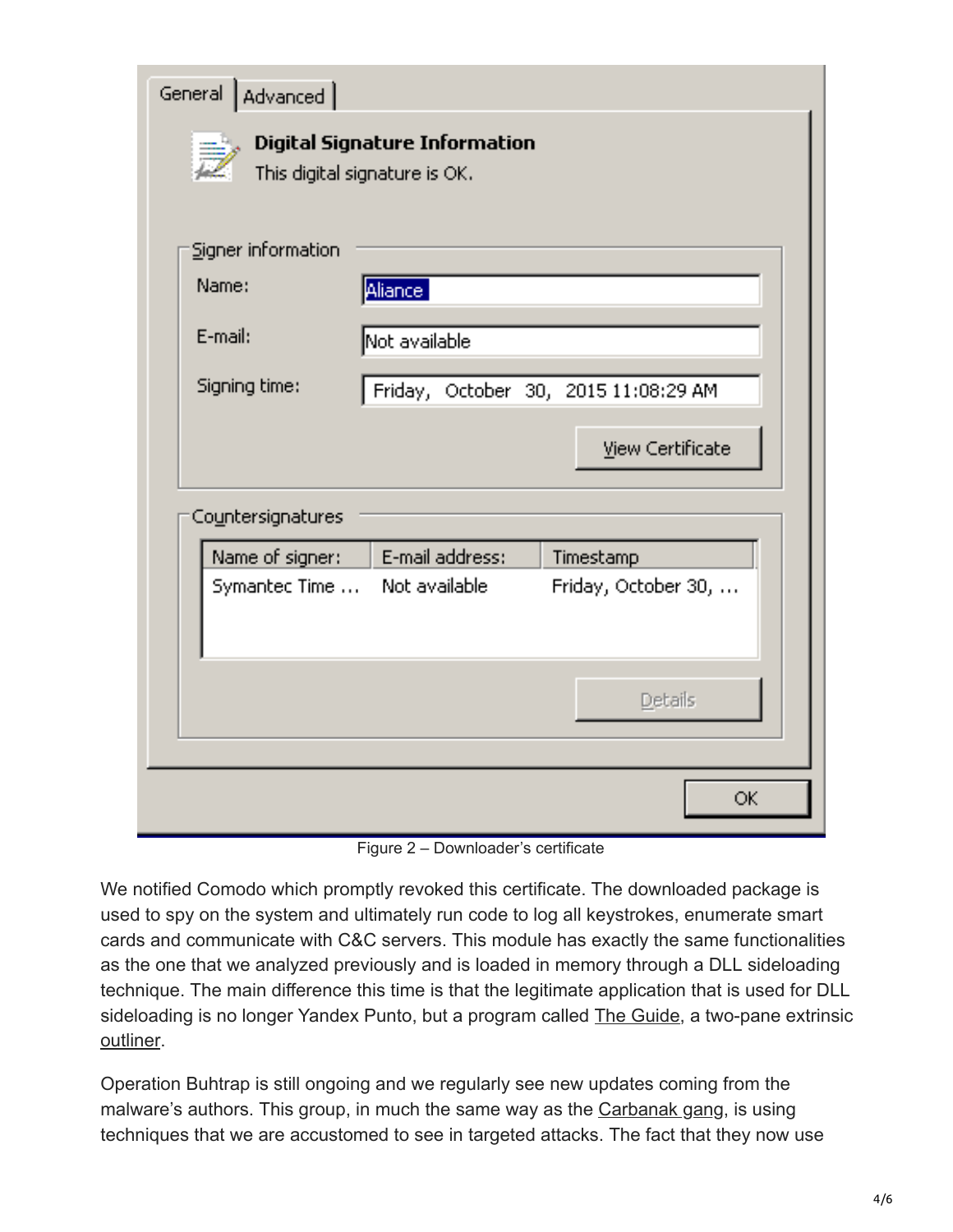Figure 2 – Downloader's certificate

We notified Comodo which promptly revoked this certificate. The downloaded package is used to spy on the system and ultimately run code to log all keystrokes, enumerate smart cards and communicate with C&C servers. This module has exactly the same functionalities as the one that we analyzed previously and is loaded in memory through a DLL sideloading technique. The main difference this time is that the legitimate application that is used for DLL sideloading is no longer Yandex Punto, but a program called The Guide, a two-pane extrinsic outliner.

Operation Buhtrap is still ongoing and we regularly see new updates coming from the malware's authors. This group, in much the same way as the Carbanak gang, is using techniques that we are accustomed to see in targeted attacks. The fact that they now use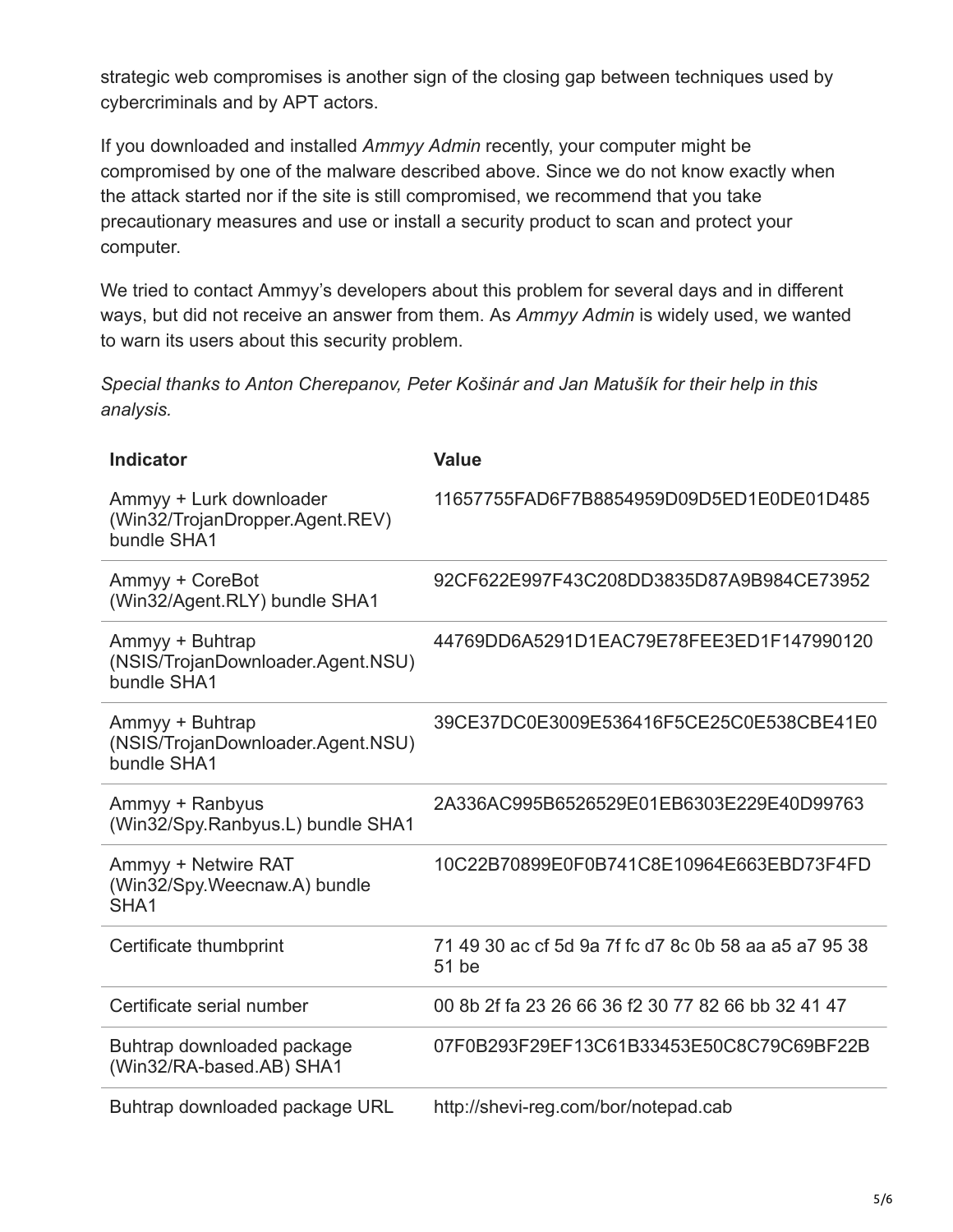strategic web compromises is another sign of the closing gap between techniques used by cybercriminals and by APT actors.

If you downloaded and installed *Ammyy Admin* recently, your computer might be compromised by one of the malware described above. Since we do not know exactly when the attack started nor if the site is still compromised, we recommend that you take precautionary measures and use or install a security product to scan and protect your computer.

We tried to contact Ammyy's developers about this problem for several days and in different ways, but did not receive an answer from them. As *Ammyy Admin* is widely used, we wanted to warn its users about this security problem.

*Special thanks to Anton Cherepanov, Peter Košinár and Jan Matušík for their help in this analysis.*

| Indicator | Value |
|---|---|
| Ammyy + Lurk downloader (Win32/TrojanDropper.Agent.REV) bundle SHA1 | 11657755FAD6F7B8854959D09D5ED1E0DE01D485 |
| Ammyy + CoreBot (Win32/Agent.RLY) bundle SHA1 | 92CF622E997F43C208DD3835D87A9B984CE73952 |
| Ammyy + Buhtrap (NSIS/TrojanDownloader.Agent.NSU) bundle SHA1 | 44769DD6A5291D1EAC79E78FEE3ED1F147990120 |
| Ammyy + Buhtrap (NSIS/TrojanDownloader.Agent.NSU) bundle SHA1 | 39CE37DC0E3009E536416F5CE25C0E538CBE41E0 |
| Ammyy + Ranbyus (Win32/Spy.Ranbyus.L) bundle SHA1 | 2A336AC995B6526529E01EB6303E229E40D99763 |
| Ammyy + Netwire RAT (Win32/Spy.Weecnaw.A) bundle SHA1 | 10C22B70899E0F0B741C8E10964E663EBD73F4FD |
| Certificate thumbprint | 71 49 30 ac cf 5d 9a 7f fc d7 8c 0b 58 aa a5 a7 95 38 51 be |
| Certificate serial number | 00 8b 2f fa 23 26 66 36 f2 30 77 82 66 bb 32 41 47 |
| Buhtrap downloaded package (Win32/RA-based.AB) SHA1 | 07F0B293F29EF13C61B33453E50C8C79C69BF22B |
| Buhtrap downloaded package URL | http://shevi-reg.com/bor/notepad.cab |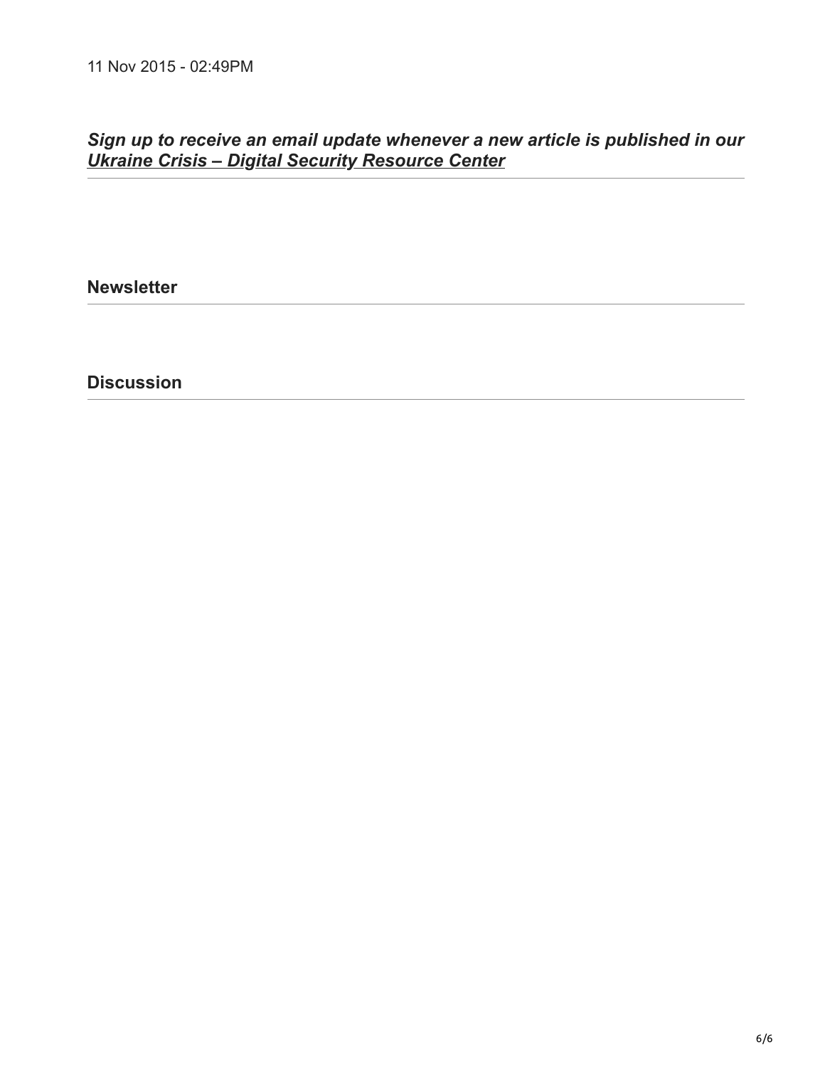11 Nov 2015 - 02:49PM

***Sign up to receive an email update whenever a new article is published in our [Ukraine Crisis – Digital Security Resource Center](#)***

---

**Newsletter**

---

**Discussion**

---